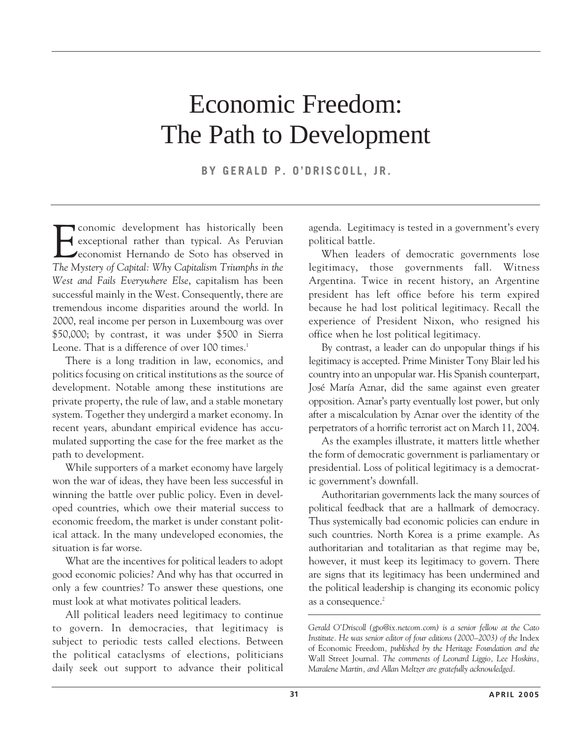# Economic Freedom: The Path to Development

**BY GERALD P. O'DRISCOLL, JR.**

Economic development has historically been exceptional rather than typical. As Peruvian economist Hernando de Soto has observed in *The Mystery of Capital: Why Capitalism Triumphs in the West and Fails Everywhere Else*, capitalism has been successful mainly in the West. Consequently, there are tremendous income disparities around the world. In 2000, real income per person in Luxembourg was over $50,000; by contrast, it was under $500 in Sierra Leone. That is a difference of over 100 times.[1]

There is a long tradition in law, economics, and politics focusing on critical institutions as the source of development. Notable among these institutions are private property, the rule of law, and a stable monetary system. Together they undergird a market economy. In recent years, abundant empirical evidence has accumulated supporting the case for the free market as the path to development.

While supporters of a market economy have largely won the war of ideas, they have been less successful in winning the battle over public policy. Even in developed countries, which owe their material success to economic freedom, the market is under constant political attack. In the many undeveloped economies, the situation is far worse.

What are the incentives for political leaders to adopt good economic policies? And why has that occurred in only a few countries? To answer these questions, one must look at what motivates political leaders.

All political leaders need legitimacy to continue to govern. In democracies, that legitimacy is subject to periodic tests called elections. Between the political cataclysms of elections, politicians daily seek out support to advance their political agenda. Legitimacy is tested in a government's every political battle.

When leaders of democratic governments lose legitimacy, those governments fall. Witness Argentina. Twice in recent history, an Argentine president has left office before his term expired because he had lost political legitimacy. Recall the experience of President Nixon, who resigned his office when he lost political legitimacy.

By contrast, a leader can do unpopular things if his legitimacy is accepted. Prime Minister Tony Blair led his country into an unpopular war. His Spanish counterpart, José María Aznar, did the same against even greater opposition. Aznar's party eventually lost power, but only after a miscalculation by Aznar over the identity of the perpetrators of a horrific terrorist act on March 11, 2004.

As the examples illustrate, it matters little whether the form of democratic government is parliamentary or presidential. Loss of political legitimacy is a democratic government's downfall.

Authoritarian governments lack the many sources of political feedback that are a hallmark of democracy. Thus systemically bad economic policies can endure in such countries. North Korea is a prime example. As authoritarian and totalitarian as that regime may be, however, it must keep its legitimacy to govern. There are signs that its legitimacy has been undermined and the political leadership is changing its economic policy as a consequence.[2]

---

*Gerald O'Driscoll (gpo@ix.netcom.com) is a senior fellow at the Cato Institute. He was senior editor of four editions (2000–2003) of the* Index of Economic Freedom*, published by the Heritage Foundation and the* Wall Street Journal*. The comments of Leonard Liggio, Lee Hoskins, Maralene Martin, and Allan Meltzer are gratefully acknowledged.*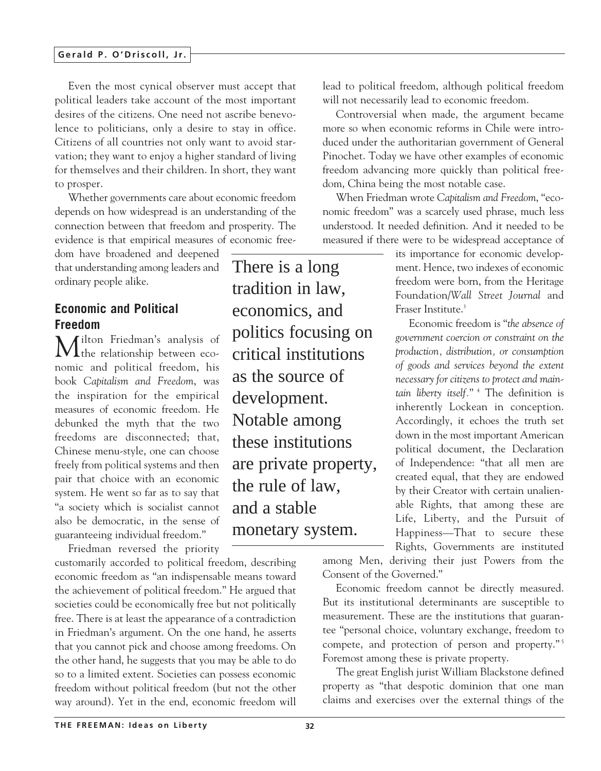Even the most cynical observer must accept that political leaders take account of the most important desires of the citizens. One need not ascribe benevolence to politicians, only a desire to stay in office. Citizens of all countries not only want to avoid starvation; they want to enjoy a higher standard of living for themselves and their children. In short, they want to prosper.

Whether governments care about economic freedom depends on how widespread is an understanding of the connection between that freedom and prosperity. The evidence is that empirical measures of economic freedom have broadened and deepened that understanding among leaders and ordinary people alike.

## Economic and Political Freedom

Milton Friedman's analysis of the relationship between economic and political freedom, his book *Capitalism and Freedom*, was the inspiration for the empirical measures of economic freedom. He debunked the myth that the two freedoms are disconnected; that, Chinese menu-style, one can choose freely from political systems and then pair that choice with an economic system. He went so far as to say that "a society which is socialist cannot also be democratic, in the sense of guaranteeing individual freedom."

Friedman reversed the priority customarily accorded to political freedom, describing economic freedom as "an indispensable means toward the achievement of political freedom." He argued that societies could be economically free but not politically free. There is at least the appearance of a contradiction in Friedman's argument. On the one hand, he asserts that you cannot pick and choose among freedoms. On the other hand, he suggests that you may be able to do so to a limited extent. Societies can possess economic freedom without political freedom (but not the other way around). Yet in the end, economic freedom will lead to political freedom, although political freedom will not necessarily lead to economic freedom.

Controversial when made, the argument became more so when economic reforms in Chile were introduced under the authoritarian government of General Pinochet. Today we have other examples of economic freedom advancing more quickly than political freedom, China being the most notable case.

When Friedman wrote *Capitalism and Freedom*, "economic freedom" was a scarcely used phrase, much less understood. It needed definition. And it needed to be measured if there were to be widespread acceptance of its importance for economic development. Hence, two indexes of economic freedom were born, from the Heritage Foundation/*Wall Street Journal* and Fraser Institute.[3]

> There is a long tradition in law, economics, and politics focusing on critical institutions as the source of development. Notable among these institutions are private property, the rule of law, and a stable monetary system.

Economic freedom is "*the absence of government coercion or constraint on the production, distribution, or consumption of goods and services beyond the extent necessary for citizens to protect and maintain liberty itself*."[4] The definition is inherently Lockean in conception. Accordingly, it echoes the truth set down in the most important American political document, the Declaration of Independence: "that all men are created equal, that they are endowed by their Creator with certain unalienable Rights, that among these are Life, Liberty, and the Pursuit of Happiness—That to secure these Rights, Governments are instituted among Men, deriving their just Powers from the Consent of the Governed."

Economic freedom cannot be directly measured. But its institutional determinants are susceptible to measurement. These are the institutions that guarantee "personal choice, voluntary exchange, freedom to compete, and protection of person and property."[5] Foremost among these is private property.

The great English jurist William Blackstone defined property as "that despotic dominion that one man claims and exercises over the external things of the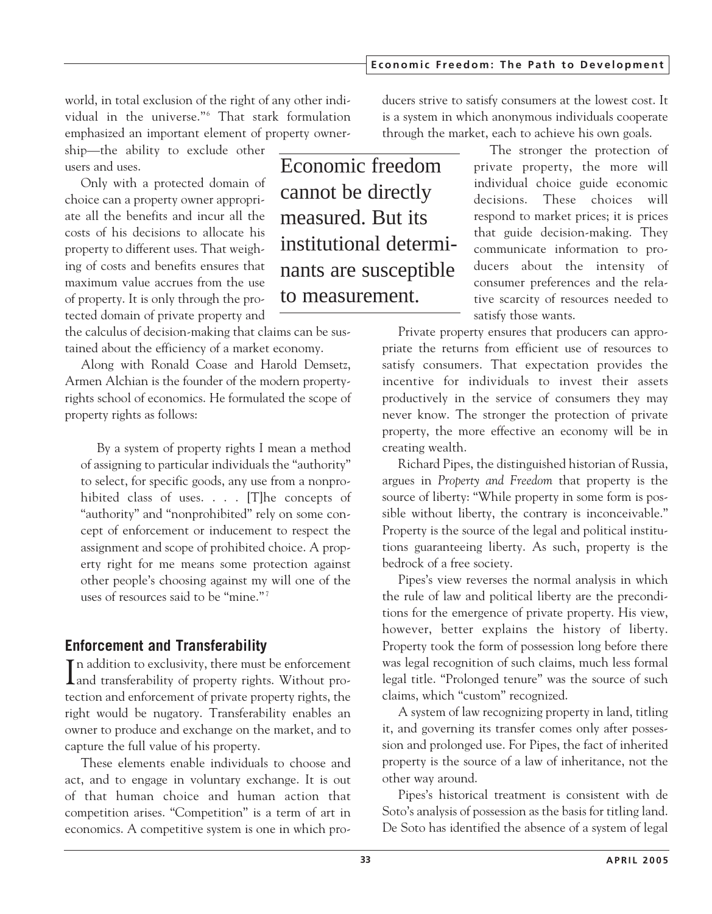world, in total exclusion of the right of any other individual in the universe."[6] That stark formulation emphasized an important element of property ownership—the ability to exclude other users and uses.

Only with a protected domain of choice can a property owner appropriate all the benefits and incur all the costs of his decisions to allocate his property to different uses. That weighing of costs and benefits ensures that maximum value accrues from the use of property. It is only through the protected domain of private property and the calculus of decision-making that claims can be sustained about the efficiency of a market economy.

Along with Ronald Coase and Harold Demsetz, Armen Alchian is the founder of the modern property-rights school of economics. He formulated the scope of property rights as follows:

> By a system of property rights I mean a method of assigning to particular individuals the "authority" to select, for specific goods, any use from a nonprohibited class of uses. . . . [T]he concepts of "authority" and "nonprohibited" rely on some concept of enforcement or inducement to respect the assignment and scope of prohibited choice. A property right for me means some protection against other people's choosing against my will one of the uses of resources said to be "mine."[7]

## Enforcement and Transferability

In addition to exclusivity, there must be enforcement and transferability of property rights. Without protection and enforcement of private property rights, the right would be nugatory. Transferability enables an owner to produce and exchange on the market, and to capture the full value of his property.

These elements enable individuals to choose and act, and to engage in voluntary exchange. It is out of that human choice and human action that competition arises. "Competition" is a term of art in economics. A competitive system is one in which producers strive to satisfy consumers at the lowest cost. It is a system in which anonymous individuals cooperate through the market, each to achieve his own goals.

> Economic freedom cannot be directly measured. But its institutional determinants are susceptible to measurement.

The stronger the protection of private property, the more will individual choice guide economic decisions. These choices will respond to market prices; it is prices that guide decision-making. They communicate information to producers about the intensity of consumer preferences and the relative scarcity of resources needed to satisfy those wants.

Private property ensures that producers can appropriate the returns from efficient use of resources to satisfy consumers. That expectation provides the incentive for individuals to invest their assets productively in the service of consumers they may never know. The stronger the protection of private property, the more effective an economy will be in creating wealth.

Richard Pipes, the distinguished historian of Russia, argues in *Property and Freedom* that property is the source of liberty: "While property in some form is possible without liberty, the contrary is inconceivable." Property is the source of the legal and political institutions guaranteeing liberty. As such, property is the bedrock of a free society.

Pipes's view reverses the normal analysis in which the rule of law and political liberty are the preconditions for the emergence of private property. His view, however, better explains the history of liberty. Property took the form of possession long before there was legal recognition of such claims, much less formal legal title. "Prolonged tenure" was the source of such claims, which "custom" recognized.

A system of law recognizing property in land, titling it, and governing its transfer comes only after possession and prolonged use. For Pipes, the fact of inherited property is the source of a law of inheritance, not the other way around.

Pipes's historical treatment is consistent with de Soto's analysis of possession as the basis for titling land. De Soto has identified the absence of a system of legal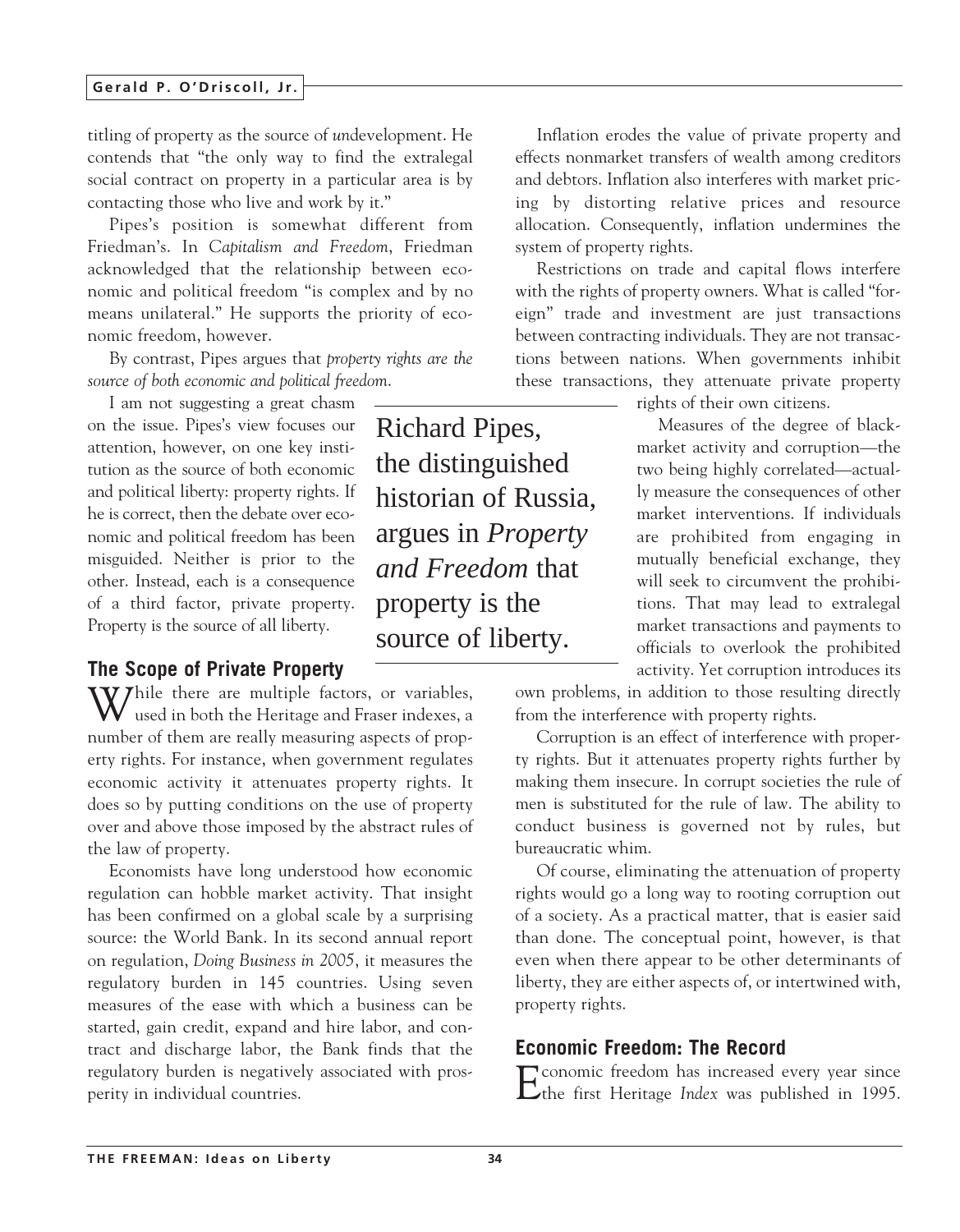titling of property as the source of *un*development. He contends that "the only way to find the extralegal social contract on property in a particular area is by contacting those who live and work by it."

Pipes's position is somewhat different from Friedman's. In *Capitalism and Freedom*, Friedman acknowledged that the relationship between economic and political freedom "is complex and by no means unilateral." He supports the priority of economic freedom, however.

By contrast, Pipes argues that *property rights are the source of both economic and political freedom*.

I am not suggesting a great chasm on the issue. Pipes's view focuses our attention, however, on one key institution as the source of both economic and political liberty: property rights. If he is correct, then the debate over economic and political freedom has been misguided. Neither is prior to the other. Instead, each is a consequence of a third factor, private property. Property is the source of all liberty.

> Richard Pipes, the distinguished historian of Russia, argues in *Property and Freedom* that property is the source of liberty.

## The Scope of Private Property

While there are multiple factors, or variables, used in both the Heritage and Fraser indexes, a number of them are really measuring aspects of property rights. For instance, when government regulates economic activity it attenuates property rights. It does so by putting conditions on the use of property over and above those imposed by the abstract rules of the law of property.

Economists have long understood how economic regulation can hobble market activity. That insight has been confirmed on a global scale by a surprising source: the World Bank. In its second annual report on regulation, *Doing Business in 2005*, it measures the regulatory burden in 145 countries. Using seven measures of the ease with which a business can be started, gain credit, expand and hire labor, and contract and discharge labor, the Bank finds that the regulatory burden is negatively associated with prosperity in individual countries.

Inflation erodes the value of private property and effects nonmarket transfers of wealth among creditors and debtors. Inflation also interferes with market pricing by distorting relative prices and resource allocation. Consequently, inflation undermines the system of property rights.

Restrictions on trade and capital flows interfere with the rights of property owners. What is called "foreign" trade and investment are just transactions between contracting individuals. They are not transactions between nations. When governments inhibit these transactions, they attenuate private property rights of their own citizens.

Measures of the degree of black-market activity and corruption—the two being highly correlated—actually measure the consequences of other market interventions. If individuals are prohibited from engaging in mutually beneficial exchange, they will seek to circumvent the prohibitions. That may lead to extralegal market transactions and payments to officials to overlook the prohibited activity. Yet corruption introduces its own problems, in addition to those resulting directly from the interference with property rights.

Corruption is an effect of interference with property rights. But it attenuates property rights further by making them insecure. In corrupt societies the rule of men is substituted for the rule of law. The ability to conduct business is governed not by rules, but bureaucratic whim.

Of course, eliminating the attenuation of property rights would go a long way to rooting corruption out of a society. As a practical matter, that is easier said than done. The conceptual point, however, is that even when there appear to be other determinants of liberty, they are either aspects of, or intertwined with, property rights.

## Economic Freedom: The Record

Economic freedom has increased every year since the first Heritage *Index* was published in 1995.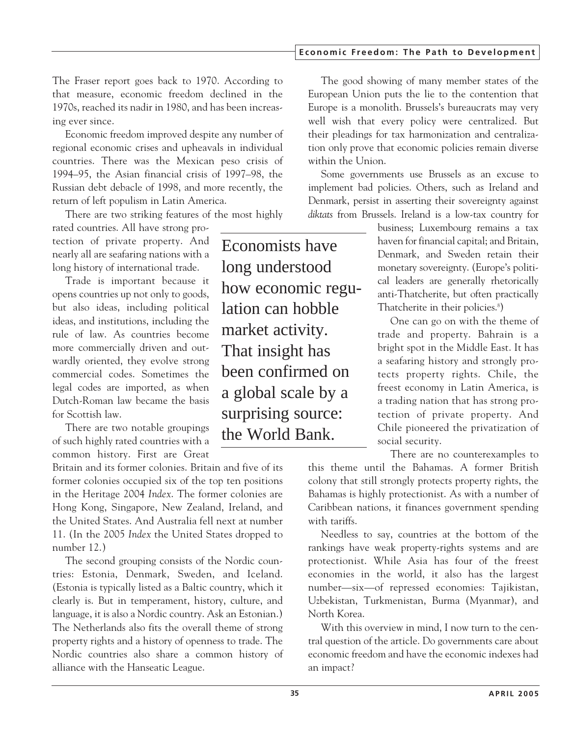The Fraser report goes back to 1970. According to that measure, economic freedom declined in the 1970s, reached its nadir in 1980, and has been increasing ever since.

Economic freedom improved despite any number of regional economic crises and upheavals in individual countries. There was the Mexican peso crisis of 1994–95, the Asian financial crisis of 1997–98, the Russian debt debacle of 1998, and more recently, the return of left populism in Latin America.

There are two striking features of the most highly rated countries. All have strong protection of private property. And nearly all are seafaring nations with a long history of international trade.

Trade is important because it opens countries up not only to goods, but also ideas, including political ideas, and institutions, including the rule of law. As countries become more commercially driven and outwardly oriented, they evolve strong commercial codes. Sometimes the legal codes are imported, as when Dutch-Roman law became the basis for Scottish law.

There are two notable groupings of such highly rated countries with a common history. First are Great Britain and its former colonies. Britain and five of its former colonies occupied six of the top ten positions in the Heritage 2004 *Index*. The former colonies are Hong Kong, Singapore, New Zealand, Ireland, and the United States. And Australia fell next at number 11. (In the 2005 *Index* the United States dropped to number 12.)

The second grouping consists of the Nordic countries: Estonia, Denmark, Sweden, and Iceland. (Estonia is typically listed as a Baltic country, which it clearly is. But in temperament, history, culture, and language, it is also a Nordic country. Ask an Estonian.) The Netherlands also fits the overall theme of strong property rights and a history of openness to trade. The Nordic countries also share a common history of alliance with the Hanseatic League.

> Economists have long understood how economic regulation can hobble market activity. That insight has been confirmed on a global scale by a surprising source: the World Bank.

The good showing of many member states of the European Union puts the lie to the contention that Europe is a monolith. Brussels's bureaucrats may very well wish that every policy were centralized. But their pleadings for tax harmonization and centralization only prove that economic policies remain diverse within the Union.

Some governments use Brussels as an excuse to implement bad policies. Others, such as Ireland and Denmark, persist in asserting their sovereignty against *diktats* from Brussels. Ireland is a low-tax country for business; Luxembourg remains a tax haven for financial capital; and Britain, Denmark, and Sweden retain their monetary sovereignty. (Europe's political leaders are generally rhetorically anti-Thatcherite, but often practically Thatcherite in their policies.[8])

One can go on with the theme of trade and property. Bahrain is a bright spot in the Middle East. It has a seafaring history and strongly protects property rights. Chile, the freest economy in Latin America, is a trading nation that has strong protection of private property. And Chile pioneered the privatization of social security.

There are no counterexamples to this theme until the Bahamas. A former British colony that still strongly protects property rights, the Bahamas is highly protectionist. As with a number of Caribbean nations, it finances government spending with tariffs.

Needless to say, countries at the bottom of the rankings have weak property-rights systems and are protectionist. While Asia has four of the freest economies in the world, it also has the largest number—six—of repressed economies: Tajikistan, Uzbekistan, Turkmenistan, Burma (Myanmar), and North Korea.

With this overview in mind, I now turn to the central question of the article. Do governments care about economic freedom and have the economic indexes had an impact?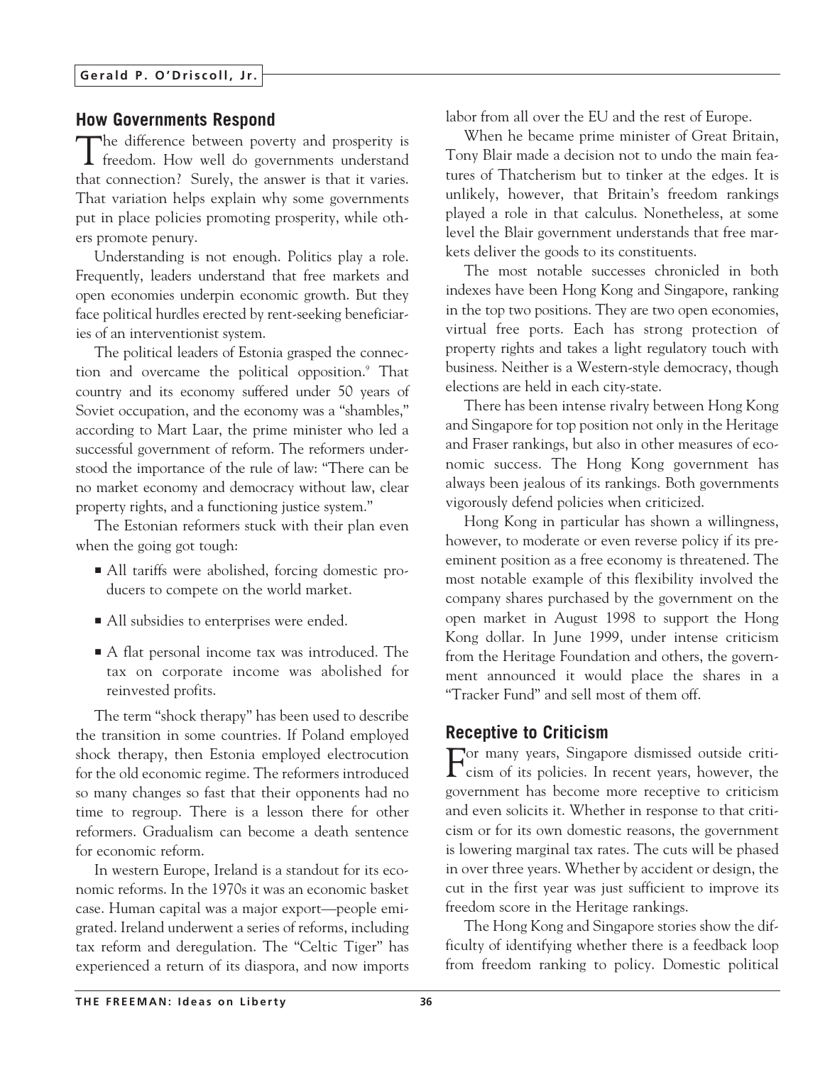## How Governments Respond

The difference between poverty and prosperity is freedom. How well do governments understand that connection? Surely, the answer is that it varies. That variation helps explain why some governments put in place policies promoting prosperity, while others promote penury.

Understanding is not enough. Politics play a role. Frequently, leaders understand that free markets and open economies underpin economic growth. But they face political hurdles erected by rent-seeking beneficiaries of an interventionist system.

The political leaders of Estonia grasped the connection and overcame the political opposition.[9] That country and its economy suffered under 50 years of Soviet occupation, and the economy was a "shambles," according to Mart Laar, the prime minister who led a successful government of reform. The reformers understood the importance of the rule of law: "There can be no market economy and democracy without law, clear property rights, and a functioning justice system."

The Estonian reformers stuck with their plan even when the going got tough:

- All tariffs were abolished, forcing domestic producers to compete on the world market.
- All subsidies to enterprises were ended.
- A flat personal income tax was introduced. The tax on corporate income was abolished for reinvested profits.

The term "shock therapy" has been used to describe the transition in some countries. If Poland employed shock therapy, then Estonia employed electrocution for the old economic regime. The reformers introduced so many changes so fast that their opponents had no time to regroup. There is a lesson there for other reformers. Gradualism can become a death sentence for economic reform.

In western Europe, Ireland is a standout for its economic reforms. In the 1970s it was an economic basket case. Human capital was a major export—people emigrated. Ireland underwent a series of reforms, including tax reform and deregulation. The "Celtic Tiger" has experienced a return of its diaspora, and now imports labor from all over the EU and the rest of Europe.

When he became prime minister of Great Britain, Tony Blair made a decision not to undo the main features of Thatcherism but to tinker at the edges. It is unlikely, however, that Britain's freedom rankings played a role in that calculus. Nonetheless, at some level the Blair government understands that free markets deliver the goods to its constituents.

The most notable successes chronicled in both indexes have been Hong Kong and Singapore, ranking in the top two positions. They are two open economies, virtual free ports. Each has strong protection of property rights and takes a light regulatory touch with business. Neither is a Western-style democracy, though elections are held in each city-state.

There has been intense rivalry between Hong Kong and Singapore for top position not only in the Heritage and Fraser rankings, but also in other measures of economic success. The Hong Kong government has always been jealous of its rankings. Both governments vigorously defend policies when criticized.

Hong Kong in particular has shown a willingness, however, to moderate or even reverse policy if its preeminent position as a free economy is threatened. The most notable example of this flexibility involved the company shares purchased by the government on the open market in August 1998 to support the Hong Kong dollar. In June 1999, under intense criticism from the Heritage Foundation and others, the government announced it would place the shares in a "Tracker Fund" and sell most of them off.

## Receptive to Criticism

For many years, Singapore dismissed outside criticism of its policies. In recent years, however, the government has become more receptive to criticism and even solicits it. Whether in response to that criticism or for its own domestic reasons, the government is lowering marginal tax rates. The cuts will be phased in over three years. Whether by accident or design, the cut in the first year was just sufficient to improve its freedom score in the Heritage rankings.

The Hong Kong and Singapore stories show the difficulty of identifying whether there is a feedback loop from freedom ranking to policy. Domestic political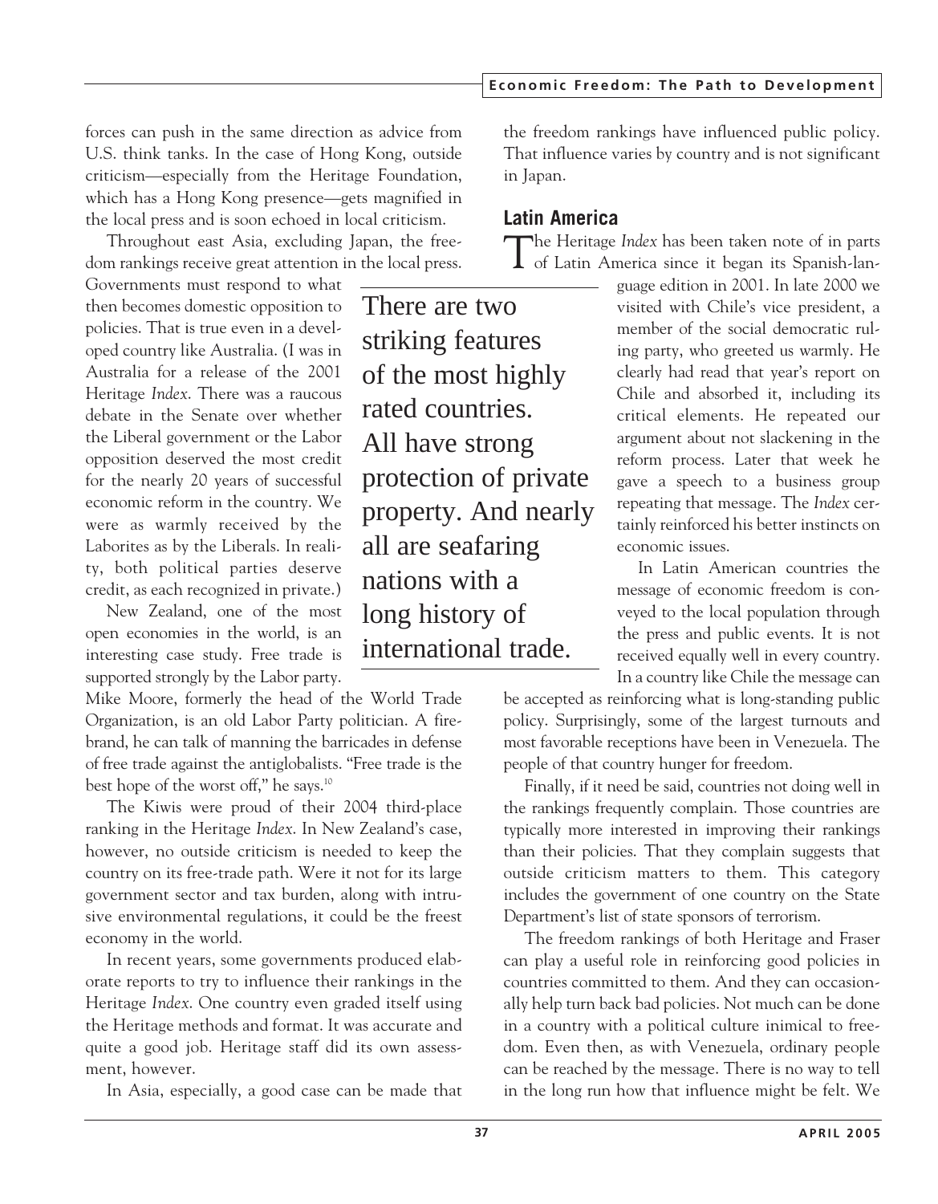forces can push in the same direction as advice from U.S. think tanks. In the case of Hong Kong, outside criticism—especially from the Heritage Foundation, which has a Hong Kong presence—gets magnified in the local press and is soon echoed in local criticism.

Throughout east Asia, excluding Japan, the freedom rankings receive great attention in the local press. Governments must respond to what then becomes domestic opposition to policies. That is true even in a developed country like Australia. (I was in Australia for a release of the 2001 Heritage *Index*. There was a raucous debate in the Senate over whether the Liberal government or the Labor opposition deserved the most credit for the nearly 20 years of successful economic reform in the country. We were as warmly received by the Laborites as by the Liberals. In reality, both political parties deserve credit, as each recognized in private.)

> There are two striking features of the most highly rated countries. All have strong protection of private property. And nearly all are seafaring nations with a long history of international trade.

New Zealand, one of the most open economies in the world, is an interesting case study. Free trade is supported strongly by the Labor party. Mike Moore, formerly the head of the World Trade Organization, is an old Labor Party politician. A firebrand, he can talk of manning the barricades in defense of free trade against the antiglobalists. "Free trade is the best hope of the worst off," he says.[10]

The Kiwis were proud of their 2004 third-place ranking in the Heritage *Index*. In New Zealand's case, however, no outside criticism is needed to keep the country on its free-trade path. Were it not for its large government sector and tax burden, along with intrusive environmental regulations, it could be the freest economy in the world.

In recent years, some governments produced elaborate reports to try to influence their rankings in the Heritage *Index*. One country even graded itself using the Heritage methods and format. It was accurate and quite a good job. Heritage staff did its own assessment, however.

In Asia, especially, a good case can be made that the freedom rankings have influenced public policy. That influence varies by country and is not significant in Japan.

## Latin America

The Heritage *Index* has been taken note of in parts of Latin America since it began its Spanish-language edition in 2001. In late 2000 we visited with Chile's vice president, a member of the social democratic ruling party, who greeted us warmly. He clearly had read that year's report on Chile and absorbed it, including its critical elements. He repeated our argument about not slackening in the reform process. Later that week he gave a speech to a business group repeating that message. The *Index* certainly reinforced his better instincts on economic issues.

In Latin American countries the message of economic freedom is conveyed to the local population through the press and public events. It is not received equally well in every country. In a country like Chile the message can be accepted as reinforcing what is long-standing public policy. Surprisingly, some of the largest turnouts and most favorable receptions have been in Venezuela. The people of that country hunger for freedom.

Finally, if it need be said, countries not doing well in the rankings frequently complain. Those countries are typically more interested in improving their rankings than their policies. That they complain suggests that outside criticism matters to them. This category includes the government of one country on the State Department's list of state sponsors of terrorism.

The freedom rankings of both Heritage and Fraser can play a useful role in reinforcing good policies in countries committed to them. And they can occasionally help turn back bad policies. Not much can be done in a country with a political culture inimical to freedom. Even then, as with Venezuela, ordinary people can be reached by the message. There is no way to tell in the long run how that influence might be felt. We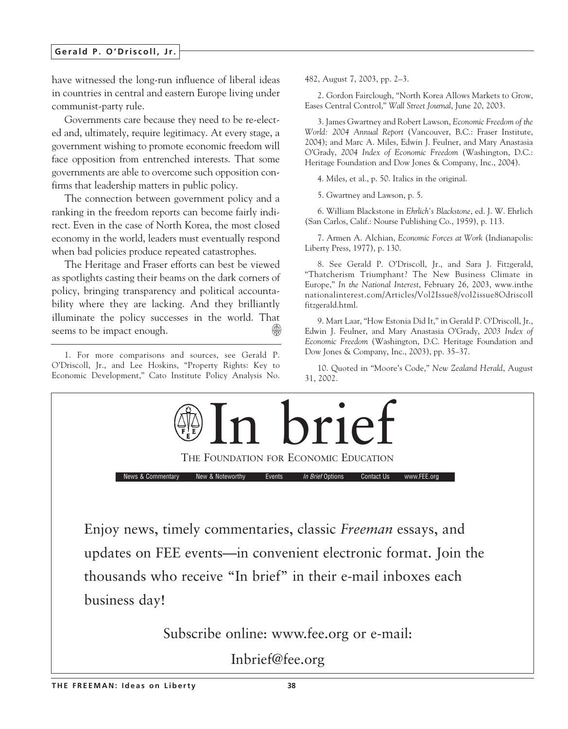have witnessed the long-run influence of liberal ideas in countries in central and eastern Europe living under communist-party rule.

Governments care because they need to be re-elected and, ultimately, require legitimacy. At every stage, a government wishing to promote economic freedom will face opposition from entrenched interests. That some governments are able to overcome such opposition confirms that leadership matters in public policy.

The connection between government policy and a ranking in the freedom reports can become fairly indirect. Even in the case of North Korea, the most closed economy in the world, leaders must eventually respond when bad policies produce repeated catastrophes.

The Heritage and Fraser efforts can best be viewed as spotlights casting their beams on the dark corners of policy, bringing transparency and political accountability where they are lacking. And they brilliantly illuminate the policy successes in the world. That seems to be impact enough.

1. For more comparisons and sources, see Gerald P. O'Driscoll, Jr., and Lee Hoskins, "Property Rights: Key to Economic Development," Cato Institute Policy Analysis No. 482, August 7, 2003, pp. 2–3.

2. Gordon Fairclough, "North Korea Allows Markets to Grow, Eases Central Control," *Wall Street Journal*, June 20, 2003.

3. James Gwartney and Robert Lawson, *Economic Freedom of the World: 2004 Annual Report* (Vancouver, B.C.: Fraser Institute, 2004); and Marc A. Miles, Edwin J. Feulner, and Mary Anastasia O'Grady, *2004 Index of Economic Freedom* (Washington, D.C.: Heritage Foundation and Dow Jones & Company, Inc., 2004).

4. Miles, et al., p. 50. Italics in the original.

5. Gwartney and Lawson, p. 5.

6. William Blackstone in *Ehrlich's Blackstone*, ed. J. W. Ehrlich (San Carlos, Calif.: Nourse Publishing Co., 1959), p. 113.

7. Armen A. Alchian, *Economic Forces at Work* (Indianapolis: Liberty Press, 1977), p. 130.

8. See Gerald P. O'Driscoll, Jr., and Sara J. Fitzgerald, "Thatcherism Triumphant? The New Business Climate in Europe," *In the National Interest*, February 26, 2003, www.inthenationalinterest.com/Articles/Vol2Issue8/vol2issue8Odriscollfitzgerald.html.

9. Mart Laar, "How Estonia Did It," in Gerald P. O'Driscoll, Jr., Edwin J. Feulner, and Mary Anastasia O'Grady, *2003 Index of Economic Freedom* (Washington, D.C. Heritage Foundation and Dow Jones & Company, Inc., 2003), pp. 35–37.

10. Quoted in "Moore's Code," *New Zealand Herald*, August 31, 2002.

# In brief

THE FOUNDATION FOR ECONOMIC EDUCATION

News & Commentary | New & Noteworthy | Events | *In Brief* Options | Contact Us | www.FEE.org

Enjoy news, timely commentaries, classic *Freeman* essays, and updates on FEE events—in convenient electronic format. Join the thousands who receive "In brief" in their e-mail inboxes each business day!

Subscribe online: www.fee.org or e-mail:

Inbrief@fee.org